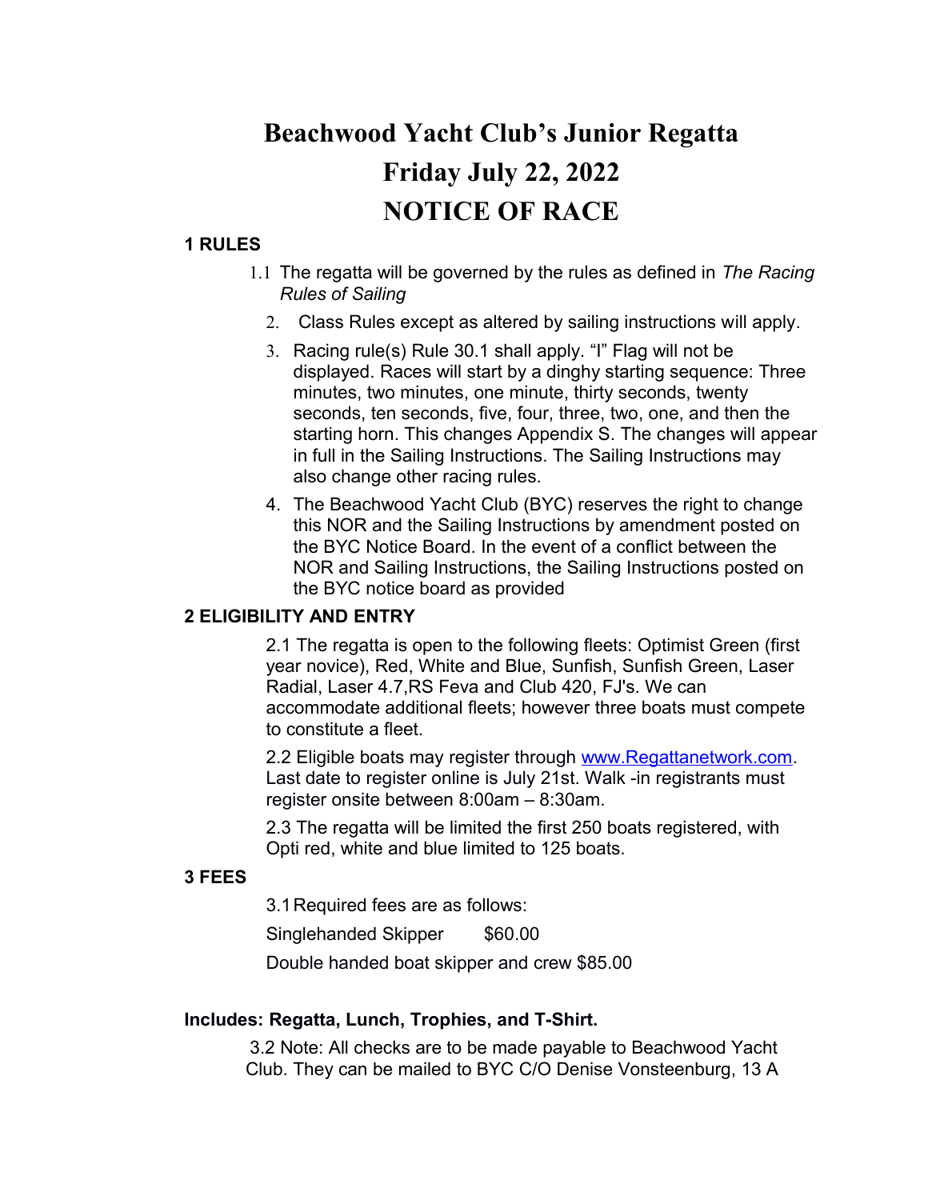# Beachwood Yacht Club's Junior Regatta
# Friday July 22, 2022
# NOTICE OF RACE

## 1 RULES

1.1 The regatta will be governed by the rules as defined in *The Racing Rules of Sailing*

2. Class Rules except as altered by sailing instructions will apply.
3. Racing rule(s) Rule 30.1 shall apply. "I" Flag will not be displayed. Races will start by a dinghy starting sequence: Three minutes, two minutes, one minute, thirty seconds, twenty seconds, ten seconds, five, four, three, two, one, and then the starting horn. This changes Appendix S. The changes will appear in full in the Sailing Instructions. The Sailing Instructions may also change other racing rules.
4. The Beachwood Yacht Club (BYC) reserves the right to change this NOR and the Sailing Instructions by amendment posted on the BYC Notice Board. In the event of a conflict between the NOR and Sailing Instructions, the Sailing Instructions posted on the BYC notice board as provided

## 2 ELIGIBILITY AND ENTRY

2.1 The regatta is open to the following fleets: Optimist Green (first year novice), Red, White and Blue, Sunfish, Sunfish Green, Laser Radial, Laser 4.7,RS Feva and Club 420, FJ's. We can accommodate additional fleets; however three boats must compete to constitute a fleet.

2.2 Eligible boats may register through [www.Regattanetwork.com](http://www.Regattanetwork.com). Last date to register online is July 21st. Walk -in registrants must register onsite between 8:00am – 8:30am.

2.3 The regatta will be limited the first 250 boats registered, with Opti red, white and blue limited to 125 boats.

## 3 FEES

3.1 Required fees are as follows:

Singlehanded Skipper $60.00

Double handed boat skipper and crew $85.00

**Includes: Regatta, Lunch, Trophies, and T-Shirt.**

3.2 Note: All checks are to be made payable to Beachwood Yacht Club. They can be mailed to BYC C/O Denise Vonsteenburg, 13 A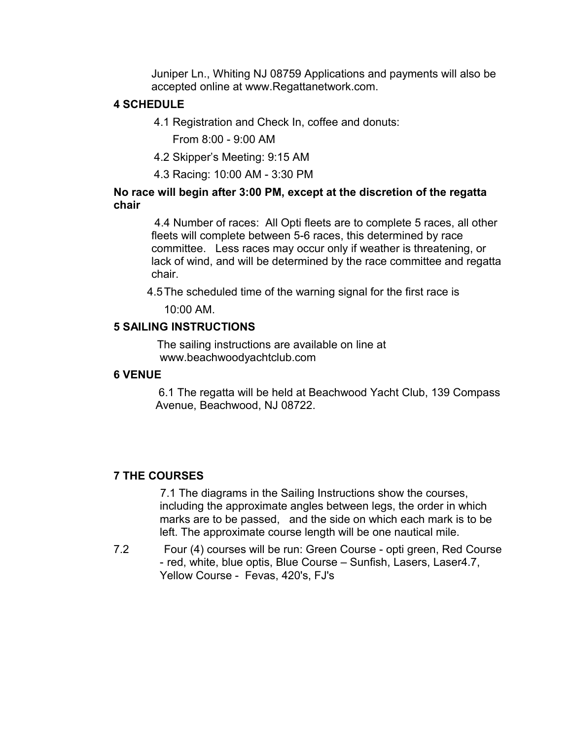Juniper Ln., Whiting NJ 08759 Applications and payments will also be accepted online at www.Regattanetwork.com.

## 4 SCHEDULE

4.1 Registration and Check In, coffee and donuts:

From 8:00 - 9:00 AM

4.2 Skipper's Meeting: 9:15 AM

4.3 Racing: 10:00 AM - 3:30 PM

**No race will begin after 3:00 PM, except at the discretion of the regatta chair**

4.4 Number of races: All Opti fleets are to complete 5 races, all other fleets will complete between 5-6 races, this determined by race committee. Less races may occur only if weather is threatening, or lack of wind, and will be determined by the race committee and regatta chair.

4.5 The scheduled time of the warning signal for the first race is 10:00 AM.

## 5 SAILING INSTRUCTIONS

The sailing instructions are available on line at www.beachwoodyachtclub.com

## 6 VENUE

6.1 The regatta will be held at Beachwood Yacht Club, 139 Compass Avenue, Beachwood, NJ 08722.

## 7 THE COURSES

7.1 The diagrams in the Sailing Instructions show the courses, including the approximate angles between legs, the order in which marks are to be passed, and the side on which each mark is to be left. The approximate course length will be one nautical mile.

7.2 Four (4) courses will be run: Green Course - opti green, Red Course - red, white, blue optis, Blue Course – Sunfish, Lasers, Laser4.7, Yellow Course - Fevas, 420's, FJ's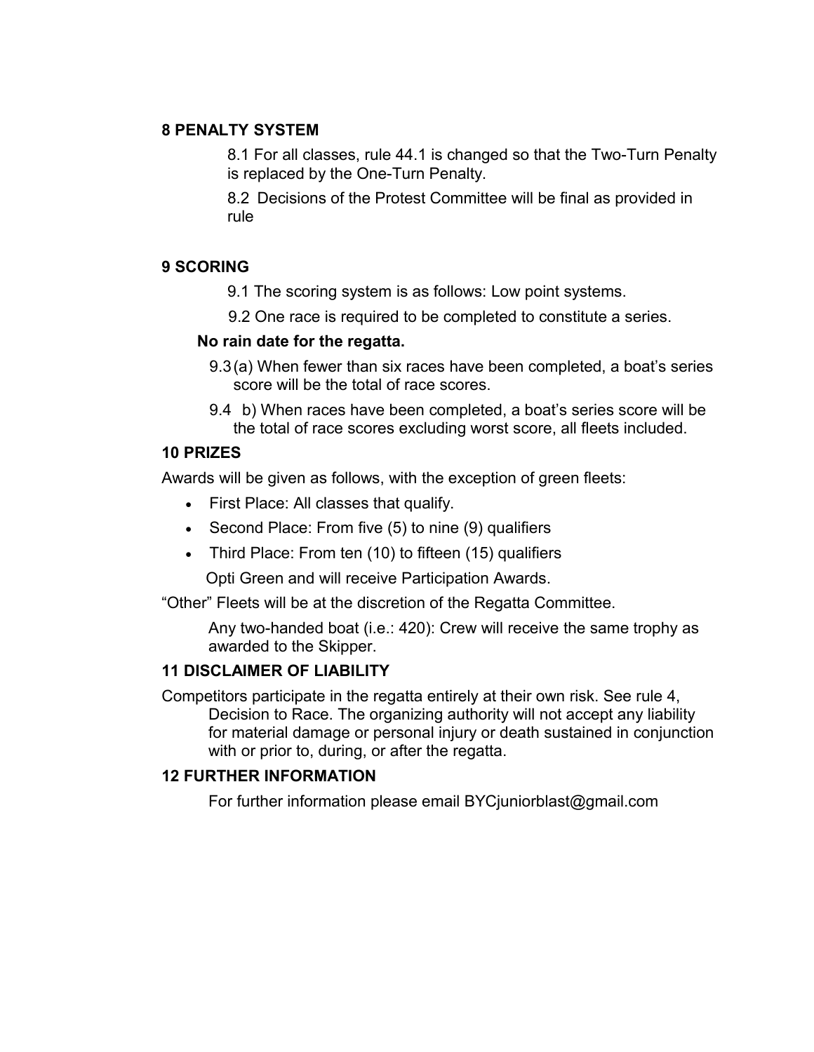**8 PENALTY SYSTEM**

8.1 For all classes, rule 44.1 is changed so that the Two-Turn Penalty is replaced by the One-Turn Penalty.

8.2 Decisions of the Protest Committee will be final as provided in rule

**9 SCORING**

9.1 The scoring system is as follows: Low point systems.

9.2 One race is required to be completed to constitute a series.

**No rain date for the regatta.**

9.3 (a) When fewer than six races have been completed, a boat's series score will be the total of race scores.

9.4 b) When races have been completed, a boat's series score will be the total of race scores excluding worst score, all fleets included.

**10 PRIZES**

Awards will be given as follows, with the exception of green fleets:

- First Place: All classes that qualify.
- Second Place: From five (5) to nine (9) qualifiers
- Third Place: From ten (10) to fifteen (15) qualifiers

Opti Green and will receive Participation Awards.

"Other" Fleets will be at the discretion of the Regatta Committee.

Any two-handed boat (i.e.: 420): Crew will receive the same trophy as awarded to the Skipper.

**11 DISCLAIMER OF LIABILITY**

Competitors participate in the regatta entirely at their own risk. See rule 4, Decision to Race. The organizing authority will not accept any liability for material damage or personal injury or death sustained in conjunction with or prior to, during, or after the regatta.

**12 FURTHER INFORMATION**

For further information please email BYCjuniorblast@gmail.com